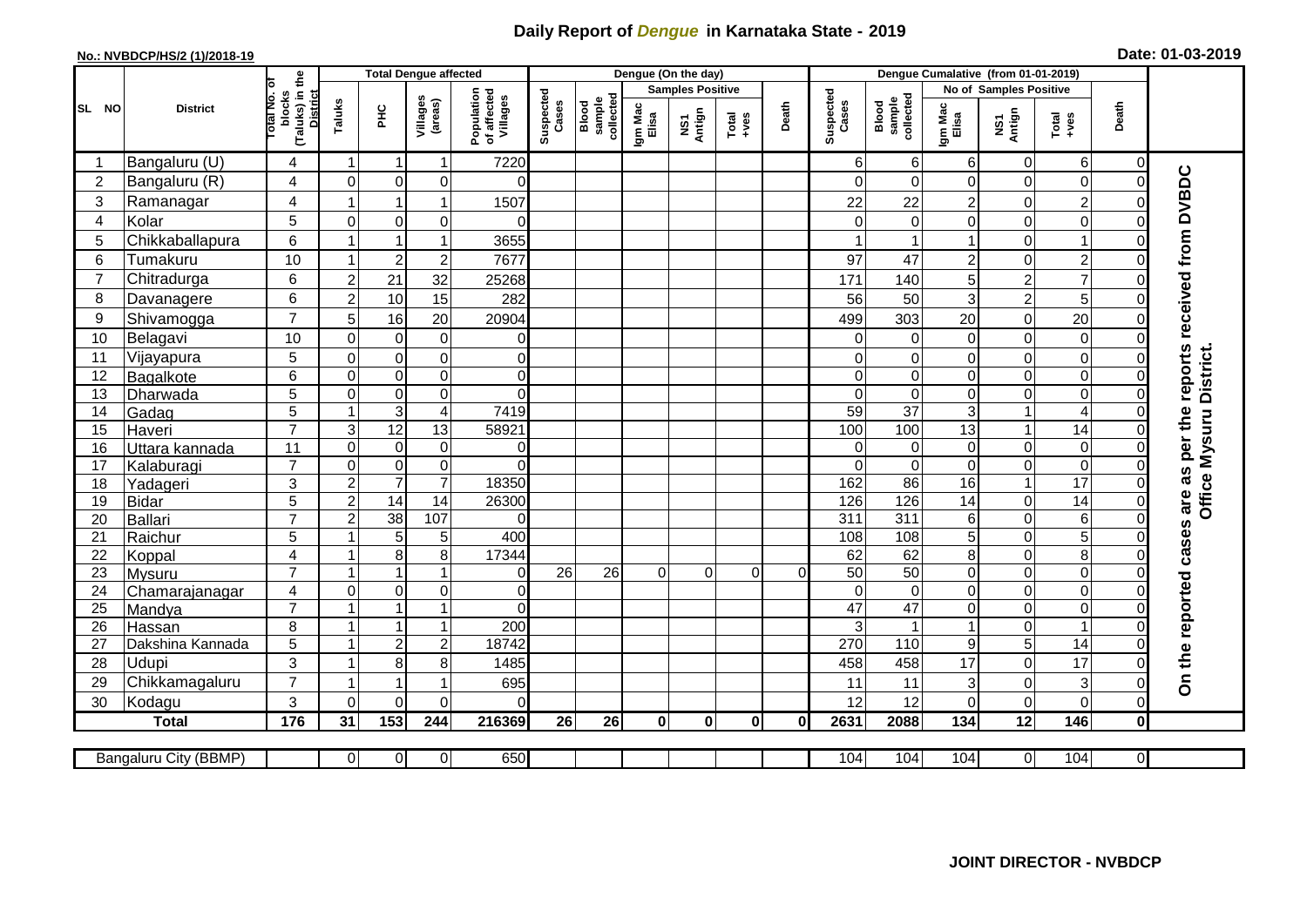# Daily Report of *Dengue* in Karnataka State - 2019

**No.: NVBDCP/HS/2 (1)/2018-19** **Date: 01-03-2019**

| SL NO | District | Total No. of blocks (Taluks) in the District | Total Dengue affected | | | | Dengue (On the day) | | | | | | | Dengue Cumalative (from 01-01-2019) | | | | | | | |
|---|---|---|---|---|---|---|---|---|---|---|---|---|---|---|---|---|---|---|---|---|
| | | | Taluks | PHC | Villages (areas) | Population of affected Villages | Suspected Cases | Blood sample collected | Samples Positive | | | Death | Suspected Cases | Blood sample collected | No of Samples Positive | | | Death | |
| | | | | | | | | | Igm Mac Elisa | NS1 Antign | Total +ves | | | | Igm Mac Elisa | NS1 Antign | Total +ves | | |
| 1 | Bangaluru (U) | 4 | 1 | 1 | 1 | 7220 | | | | | | | 6 | 6 | 6 | 0 | 6 | 0 | On the reported cases are as per the reports received from DVBDC Office Mysuru District. |
| 2 | Bangaluru (R) | 4 | 0 | 0 | 0 | 0 | | | | | | | 0 | 0 | 0 | 0 | 0 | 0 | |
| 3 | Ramanagar | 4 | 1 | 1 | 1 | 1507 | | | | | | | 22 | 22 | 2 | 0 | 2 | 0 | |
| 4 | Kolar | 5 | 0 | 0 | 0 | 0 | | | | | | | 0 | 0 | 0 | 0 | 0 | 0 | |
| 5 | Chikkaballapura | 6 | 1 | 1 | 1 | 3655 | | | | | | | 1 | 1 | 1 | 0 | 1 | 0 | |
| 6 | Tumakuru | 10 | 1 | 2 | 2 | 7677 | | | | | | | 97 | 47 | 2 | 0 | 2 | 0 | |
| 7 | Chitradurga | 6 | 2 | 21 | 32 | 25268 | | | | | | | 171 | 140 | 5 | 2 | 7 | 0 | |
| 8 | Davanagere | 6 | 2 | 10 | 15 | 282 | | | | | | | 56 | 50 | 3 | 2 | 5 | 0 | |
| 9 | Shivamogga | 7 | 5 | 16 | 20 | 20904 | | | | | | | 499 | 303 | 20 | 0 | 20 | 0 | |
| 10 | Belagavi | 10 | 0 | 0 | 0 | 0 | | | | | | | 0 | 0 | 0 | 0 | 0 | 0 | |
| 11 | Vijayapura | 5 | 0 | 0 | 0 | 0 | | | | | | | 0 | 0 | 0 | 0 | 0 | 0 | |
| 12 | Bagalkote | 6 | 0 | 0 | 0 | 0 | | | | | | | 0 | 0 | 0 | 0 | 0 | 0 | |
| 13 | Dharwada | 5 | 0 | 0 | 0 | 0 | | | | | | | 0 | 0 | 0 | 0 | 0 | 0 | |
| 14 | Gadag | 5 | 1 | 3 | 4 | 7419 | | | | | | | 59 | 37 | 3 | 1 | 4 | 0 | |
| 15 | Haveri | 7 | 3 | 12 | 13 | 58921 | | | | | | | 100 | 100 | 13 | 1 | 14 | 0 | |
| 16 | Uttara kannada | 11 | 0 | 0 | 0 | 0 | | | | | | | 0 | 0 | 0 | 0 | 0 | 0 | |
| 17 | Kalaburagi | 7 | 0 | 0 | 0 | 0 | | | | | | | 0 | 0 | 0 | 0 | 0 | 0 | |
| 18 | Yadageri | 3 | 2 | 7 | 7 | 18350 | | | | | | | 162 | 86 | 16 | 1 | 17 | 0 | |
| 19 | Bidar | 5 | 2 | 14 | 14 | 26300 | | | | | | | 126 | 126 | 14 | 0 | 14 | 0 | |
| 20 | Ballari | 7 | 2 | 38 | 107 | 0 | | | | | | | 311 | 311 | 6 | 0 | 6 | 0 | |
| 21 | Raichur | 5 | 1 | 5 | 5 | 400 | | | | | | | 108 | 108 | 5 | 0 | 5 | 0 | |
| 22 | Koppal | 4 | 1 | 8 | 8 | 17344 | | | | | | | 62 | 62 | 8 | 0 | 8 | 0 | |
| 23 | Mysuru | 7 | 1 | 1 | 1 | 0 | 26 | 26 | 0 | 0 | 0 | 0 | 50 | 50 | 0 | 0 | 0 | 0 | |
| 24 | Chamarajanagar | 4 | 0 | 0 | 0 | 0 | | | | | | | 0 | 0 | 0 | 0 | 0 | 0 | |
| 25 | Mandya | 7 | 1 | 1 | 1 | 0 | | | | | | | 47 | 47 | 0 | 0 | 0 | 0 | |
| 26 | Hassan | 8 | 1 | 1 | 1 | 200 | | | | | | | 3 | 1 | 1 | 0 | 1 | 0 | |
| 27 | Dakshina Kannada | 5 | 1 | 2 | 2 | 18742 | | | | | | | 270 | 110 | 9 | 5 | 14 | 0 | |
| 28 | Udupi | 3 | 1 | 8 | 8 | 1485 | | | | | | | 458 | 458 | 17 | 0 | 17 | 0 | |
| 29 | Chikkamagaluru | 7 | 1 | 1 | 1 | 695 | | | | | | | 11 | 11 | 3 | 0 | 3 | 0 | |
| 30 | Kodagu | 3 | 0 | 0 | 0 | 0 | | | | | | | 12 | 12 | 0 | 0 | 0 | 0 | |
| **Total** | | **176** | **31** | **153** | **244** | **216369** | **26** | **26** | **0** | **0** | **0** | **0** | **2631** | **2088** | **134** | **12** | **146** | **0** | |

| Bangaluru City (BBMP) | | 0 | 0 | 0 | 650 | | | | | | | 104 | 104 | 104 | 0 | 104 | 0 |
|---|---|---|---|---|---|---|---|---|---|---|---|---|---|---|---|---|---|

**JOINT DIRECTOR - NVBDCP**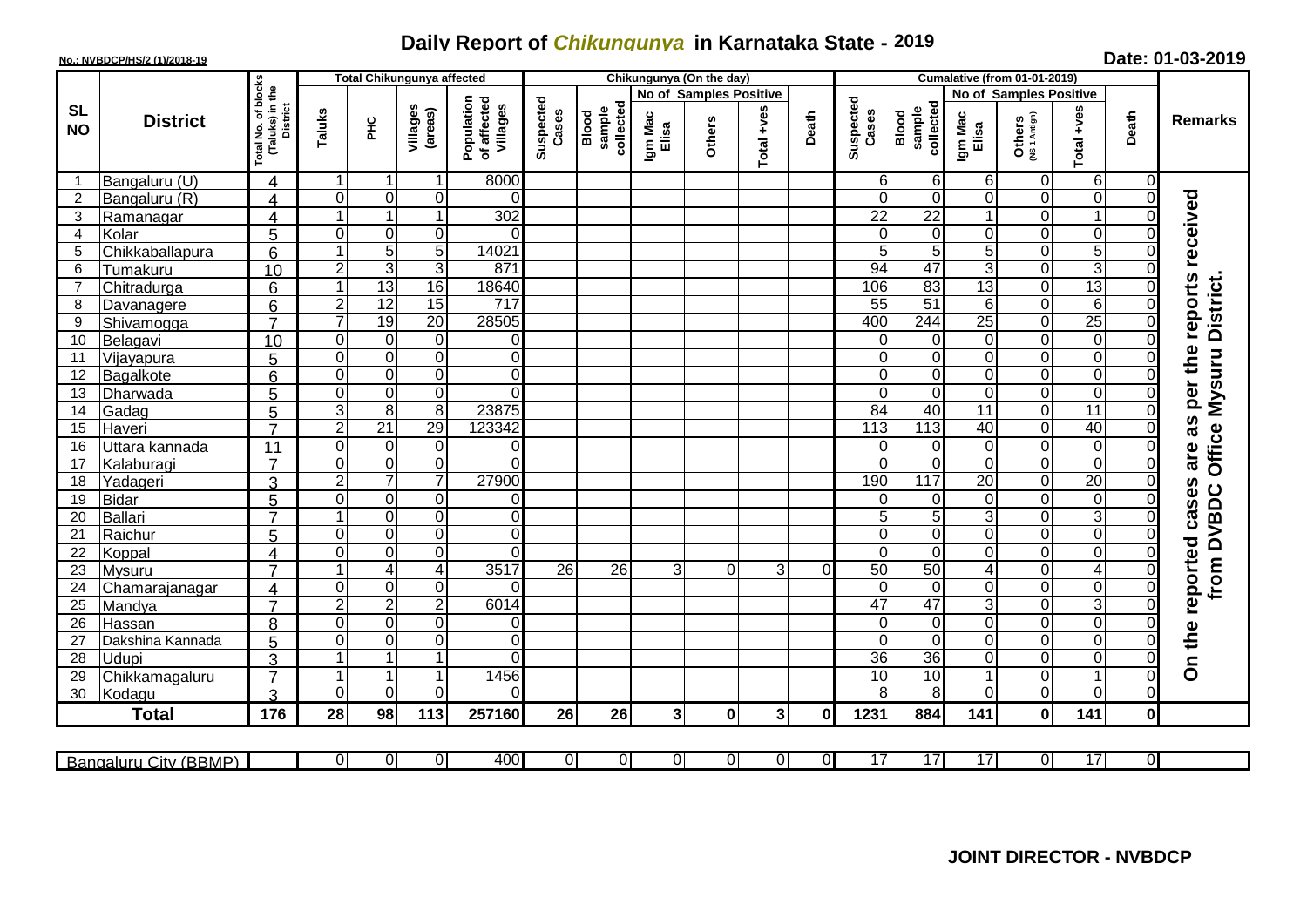# Daily Report of *Chikungunya* in Karnataka State - 2019

**No.: NVBDCP/HS/2 (1)/2018-19**

**Date: 01-03-2019**

| SL NO | District | Total No. of blocks (Taluks) in the District | Total Chikungunya affected | | | | Chikungunya (On the day) | | | | | | | Cumalative (from 01-01-2019) | | | | | | | Remarks |
|---|---|---|---|---|---|---|---|---|---|---|---|---|---|---|---|---|---|---|---|---|---|
| | | | Taluks | PHC | Villages (areas) | Population of affected Villages | Suspected Cases | Blood sample collected | No of Samples Positive | | | Death | Suspected Cases | Blood sample collected | No of Samples Positive | | | Death | |
| | | | | | | | | | Igm Mac Elisa | Others | Total +ves | | | | Igm Mac Elisa | Others (NS 1 Antign) | Total +ves | | |
| 1 | Bangaluru (U) | 4 | 1 | 1 | 1 | 8000 | | | | | | | 6 | 6 | 6 | 0 | 6 | 0 | On the reported cases are as per the reports received from DVBDC Office Mysuru District. |
| 2 | Bangaluru (R) | 4 | 0 | 0 | 0 | 0 | | | | | | | 0 | 0 | 0 | 0 | 0 | 0 | |
| 3 | Ramanagar | 4 | 1 | 1 | 1 | 302 | | | | | | | 22 | 22 | 1 | 0 | 1 | 0 | |
| 4 | Kolar | 5 | 0 | 0 | 0 | 0 | | | | | | | 0 | 0 | 0 | 0 | 0 | 0 | |
| 5 | Chikkaballapura | 6 | 1 | 5 | 5 | 14021 | | | | | | | 5 | 5 | 5 | 0 | 5 | 0 | |
| 6 | Tumakuru | 10 | 2 | 3 | 3 | 871 | | | | | | | 94 | 47 | 3 | 0 | 3 | 0 | |
| 7 | Chitradurga | 6 | 1 | 13 | 16 | 18640 | | | | | | | 106 | 83 | 13 | 0 | 13 | 0 | |
| 8 | Davanagere | 6 | 2 | 12 | 15 | 717 | | | | | | | 55 | 51 | 6 | 0 | 6 | 0 | |
| 9 | Shivamogga | 7 | 7 | 19 | 20 | 28505 | | | | | | | 400 | 244 | 25 | 0 | 25 | 0 | |
| 10 | Belagavi | 10 | 0 | 0 | 0 | 0 | | | | | | | 0 | 0 | 0 | 0 | 0 | 0 | |
| 11 | Vijayapura | 5 | 0 | 0 | 0 | 0 | | | | | | | 0 | 0 | 0 | 0 | 0 | 0 | |
| 12 | Bagalkote | 6 | 0 | 0 | 0 | 0 | | | | | | | 0 | 0 | 0 | 0 | 0 | 0 | |
| 13 | Dharwada | 5 | 0 | 0 | 0 | 0 | | | | | | | 0 | 0 | 0 | 0 | 0 | 0 | |
| 14 | Gadag | 5 | 3 | 8 | 8 | 23875 | | | | | | | 84 | 40 | 11 | 0 | 11 | 0 | |
| 15 | Haveri | 7 | 2 | 21 | 29 | 123342 | | | | | | | 113 | 113 | 40 | 0 | 40 | 0 | |
| 16 | Uttara kannada | 11 | 0 | 0 | 0 | 0 | | | | | | | 0 | 0 | 0 | 0 | 0 | 0 | |
| 17 | Kalaburagi | 7 | 0 | 0 | 0 | 0 | | | | | | | 0 | 0 | 0 | 0 | 0 | 0 | |
| 18 | Yadageri | 3 | 2 | 7 | 7 | 27900 | | | | | | | 190 | 117 | 20 | 0 | 20 | 0 | |
| 19 | Bidar | 5 | 0 | 0 | 0 | 0 | | | | | | | 0 | 0 | 0 | 0 | 0 | 0 | |
| 20 | Ballari | 7 | 1 | 0 | 0 | 0 | | | | | | | 5 | 5 | 3 | 0 | 3 | 0 | |
| 21 | Raichur | 5 | 0 | 0 | 0 | 0 | | | | | | | 0 | 0 | 0 | 0 | 0 | 0 | |
| 22 | Koppal | 4 | 0 | 0 | 0 | 0 | | | | | | | 0 | 0 | 0 | 0 | 0 | 0 | |
| 23 | Mysuru | 7 | 1 | 4 | 4 | 3517 | 26 | 26 | 3 | 0 | 3 | 0 | 50 | 50 | 4 | 0 | 4 | 0 | |
| 24 | Chamarajanagar | 4 | 0 | 0 | 0 | 0 | | | | | | | 0 | 0 | 0 | 0 | 0 | 0 | |
| 25 | Mandya | 7 | 2 | 2 | 2 | 6014 | | | | | | | 47 | 47 | 3 | 0 | 3 | 0 | |
| 26 | Hassan | 8 | 0 | 0 | 0 | 0 | | | | | | | 0 | 0 | 0 | 0 | 0 | 0 | |
| 27 | Dakshina Kannada | 5 | 0 | 0 | 0 | 0 | | | | | | | 0 | 0 | 0 | 0 | 0 | 0 | |
| 28 | Udupi | 3 | 1 | 1 | 1 | 0 | | | | | | | 36 | 36 | 0 | 0 | 0 | 0 | |
| 29 | Chikkamagaluru | 7 | 1 | 1 | 1 | 1456 | | | | | | | 10 | 10 | 1 | 0 | 1 | 0 | |
| 30 | Kodagu | 3 | 0 | 0 | 0 | 0 | | | | | | | 8 | 8 | 0 | 0 | 0 | 0 | |
| | **Total** | **176** | **28** | **98** | **113** | **257160** | **26** | **26** | **3** | **0** | **3** | **0** | **1231** | **884** | **141** | **0** | **141** | **0** | |

| | | | | | | | | | | | | | | | | | | |
|---|---|---|---|---|---|---|---|---|---|---|---|---|---|---|---|---|---|---|
| Bangaluru City (BBMP) | | 0 | 0 | 0 | 400 | 0 | 0 | 0 | 0 | 0 | 0 | 17 | 17 | 17 | 0 | 17 | 0 | |

**JOINT DIRECTOR - NVBDCP**